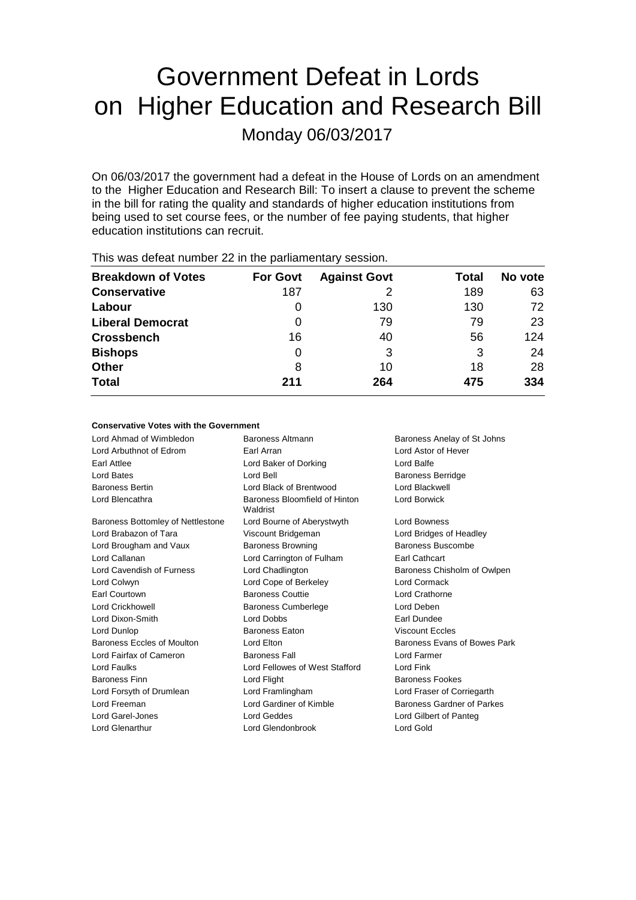# Government Defeat in Lords on Higher Education and Research Bill

Monday 06/03/2017

On 06/03/2017 the government had a defeat in the House of Lords on an amendment to the Higher Education and Research Bill: To insert a clause to prevent the scheme in the bill for rating the quality and standards of higher education institutions from being used to set course fees, or the number of fee paying students, that higher education institutions can recruit.

This was defeat number 22 in the parliamentary session.

| Breakdown of Votes | For Govt | Against Govt | Total | No vote |
|---|---|---|---|---|
| **Conservative** | 187 | 2 | 189 | 63 |
| **Labour** | 0 | 130 | 130 | 72 |
| **Liberal Democrat** | 0 | 79 | 79 | 23 |
| **Crossbench** | 16 | 40 | 56 | 124 |
| **Bishops** | 0 | 3 | 3 | 24 |
| **Other** | 8 | 10 | 18 | 28 |
| **Total** | **211** | **264** | **475** | **334** |

**Conservative Votes with the Government**

| | | |
|---|---|---|
| Lord Ahmad of Wimbledon | Baroness Altmann | Baroness Anelay of St Johns |
| Lord Arbuthnot of Edrom | Earl Arran | Lord Astor of Hever |
| Earl Attlee | Lord Baker of Dorking | Lord Balfe |
| Lord Bates | Lord Bell | Baroness Berridge |
| Baroness Bertin | Lord Black of Brentwood | Lord Blackwell |
| Lord Blencathra | Baroness Bloomfield of Hinton Waldrist | Lord Borwick |
| Baroness Bottomley of Nettlestone | Lord Bourne of Aberystwyth | Lord Bowness |
| Lord Brabazon of Tara | Viscount Bridgeman | Lord Bridges of Headley |
| Lord Brougham and Vaux | Baroness Browning | Baroness Buscombe |
| Lord Callanan | Lord Carrington of Fulham | Earl Cathcart |
| Lord Cavendish of Furness | Lord Chadlington | Baroness Chisholm of Owlpen |
| Lord Colwyn | Lord Cope of Berkeley | Lord Cormack |
| Earl Courtown | Baroness Couttie | Lord Crathorne |
| Lord Crickhowell | Baroness Cumberlege | Lord Deben |
| Lord Dixon-Smith | Lord Dobbs | Earl Dundee |
| Lord Dunlop | Baroness Eaton | Viscount Eccles |
| Baroness Eccles of Moulton | Lord Elton | Baroness Evans of Bowes Park |
| Lord Fairfax of Cameron | Baroness Fall | Lord Farmer |
| Lord Faulks | Lord Fellowes of West Stafford | Lord Fink |
| Baroness Finn | Lord Flight | Baroness Fookes |
| Lord Forsyth of Drumlean | Lord Framlingham | Lord Fraser of Corriegarth |
| Lord Freeman | Lord Gardiner of Kimble | Baroness Gardner of Parkes |
| Lord Garel-Jones | Lord Geddes | Lord Gilbert of Panteg |
| Lord Glenarthur | Lord Glendonbrook | Lord Gold |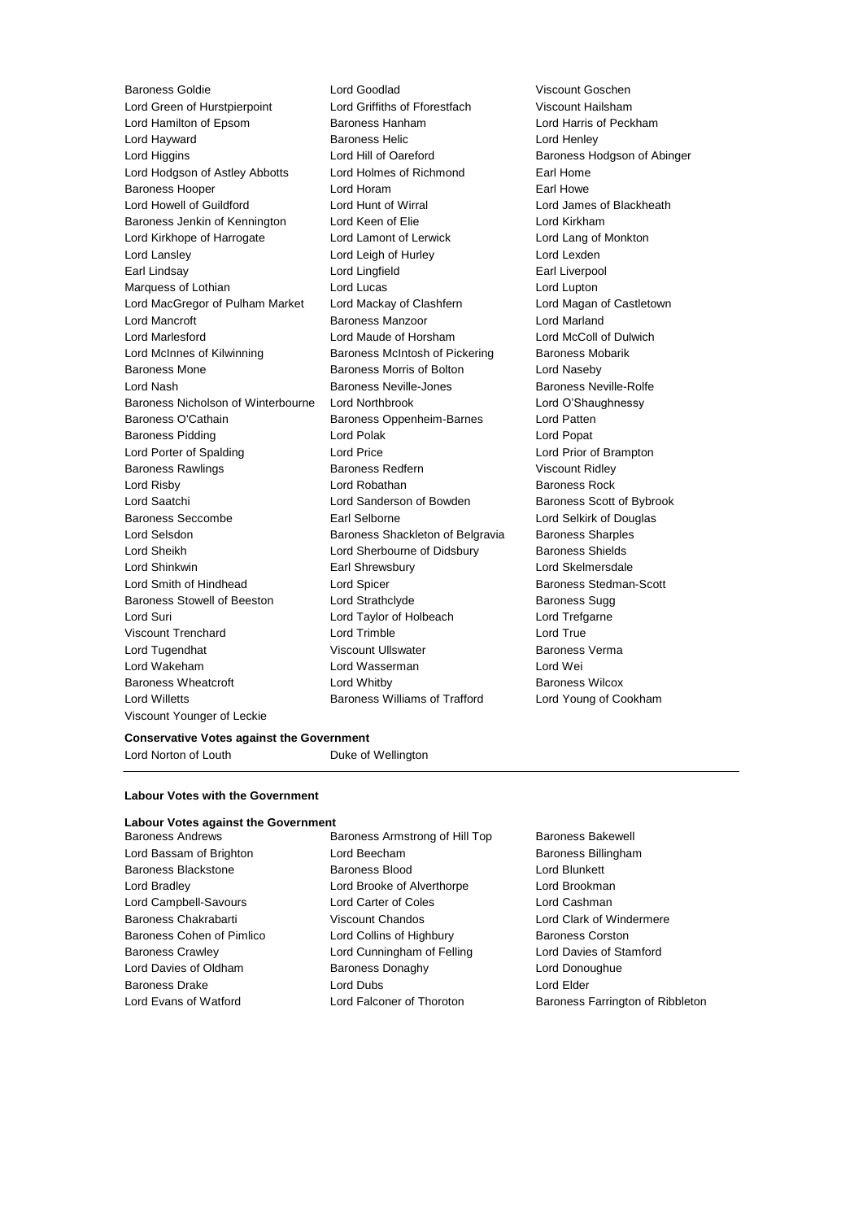Baroness Goldie
Lord Goodlad
Viscount Goschen
Lord Green of Hurstpierpoint
Lord Griffiths of Fforestfach
Viscount Hailsham
Lord Hamilton of Epsom
Baroness Hanham
Lord Harris of Peckham
Lord Hayward
Baroness Helic
Lord Henley
Lord Higgins
Lord Hill of Oareford
Baroness Hodgson of Abinger
Lord Hodgson of Astley Abbotts
Lord Holmes of Richmond
Earl Home
Baroness Hooper
Lord Horam
Earl Howe
Lord Howell of Guildford
Lord Hunt of Wirral
Lord James of Blackheath
Baroness Jenkin of Kennington
Lord Keen of Elie
Lord Kirkham
Lord Kirkhope of Harrogate
Lord Lamont of Lerwick
Lord Lang of Monkton
Lord Lansley
Lord Leigh of Hurley
Lord Lexden
Earl Lindsay
Lord Lingfield
Earl Liverpool
Marquess of Lothian
Lord Lucas
Lord Lupton
Lord MacGregor of Pulham Market
Lord Mackay of Clashfern
Lord Magan of Castletown
Lord Mancroft
Baroness Manzoor
Lord Marland
Lord Marlesford
Lord Maude of Horsham
Lord McColl of Dulwich
Lord McInnes of Kilwinning
Baroness McIntosh of Pickering
Baroness Mobarik
Baroness Mone
Baroness Morris of Bolton
Lord Naseby
Lord Nash
Baroness Neville-Jones
Baroness Neville-Rolfe
Baroness Nicholson of Winterbourne
Lord Northbrook
Lord O'Shaughnessy
Baroness O'Cathain
Baroness Oppenheim-Barnes
Lord Patten
Baroness Pidding
Lord Polak
Lord Popat
Lord Porter of Spalding
Lord Price
Lord Prior of Brampton
Baroness Rawlings
Baroness Redfern
Viscount Ridley
Lord Risby
Lord Robathan
Baroness Rock
Lord Saatchi
Lord Sanderson of Bowden
Baroness Scott of Bybrook
Baroness Seccombe
Earl Selborne
Lord Selkirk of Douglas
Lord Selsdon
Baroness Shackleton of Belgravia
Baroness Sharples
Lord Sheikh
Lord Sherbourne of Didsbury
Baroness Shields
Lord Shinkwin
Earl Shrewsbury
Lord Skelmersdale
Lord Smith of Hindhead
Lord Spicer
Baroness Stedman-Scott
Baroness Stowell of Beeston
Lord Strathclyde
Baroness Sugg
Lord Suri
Lord Taylor of Holbeach
Lord Trefgarne
Viscount Trenchard
Lord Trimble
Lord True
Lord Tugendhat
Viscount Ullswater
Baroness Verma
Lord Wakeham
Lord Wasserman
Lord Wei
Baroness Wheatcroft
Lord Whitby
Baroness Wilcox
Lord Willetts
Baroness Williams of Trafford
Lord Young of Cookham
Viscount Younger of Leckie

**Conservative Votes against the Government**

Lord Norton of Louth
Duke of Wellington

---

**Labour Votes with the Government**

**Labour Votes against the Government**

Baroness Andrews
Baroness Armstrong of Hill Top
Baroness Bakewell
Lord Bassam of Brighton
Lord Beecham
Baroness Billingham
Baroness Blackstone
Baroness Blood
Lord Blunkett
Lord Bradley
Lord Brooke of Alverthorpe
Lord Brookman
Lord Campbell-Savours
Lord Carter of Coles
Lord Cashman
Baroness Chakrabarti
Viscount Chandos
Lord Clark of Windermere
Baroness Cohen of Pimlico
Lord Collins of Highbury
Baroness Corston
Baroness Crawley
Lord Cunningham of Felling
Lord Davies of Stamford
Lord Davies of Oldham
Baroness Donaghy
Lord Donoughue
Baroness Drake
Lord Dubs
Lord Elder
Lord Evans of Watford
Lord Falconer of Thoroton
Baroness Farrington of Ribbleton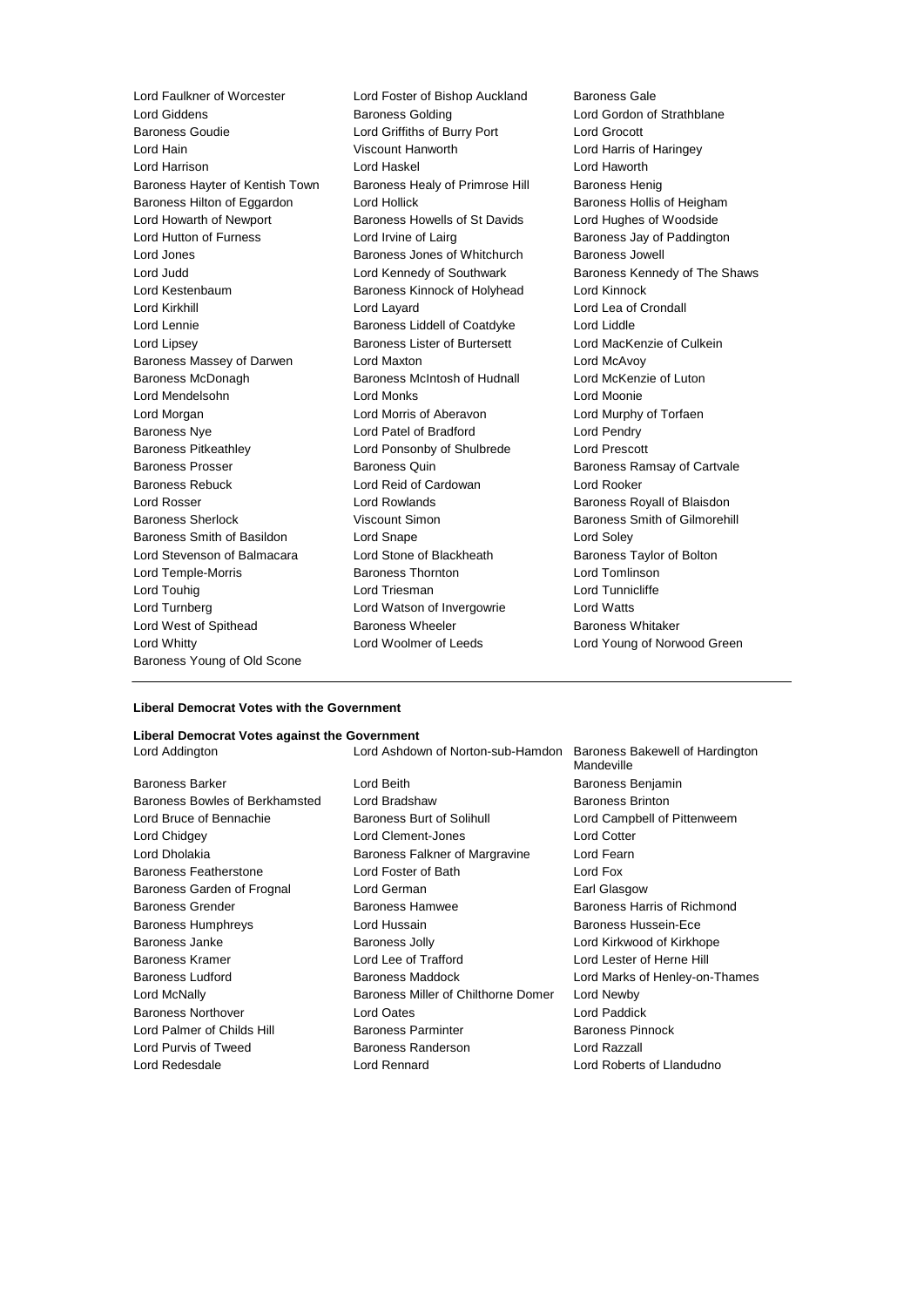Lord Faulkner of Worcester
Lord Foster of Bishop Auckland
Baroness Gale
Lord Giddens
Baroness Golding
Lord Gordon of Strathblane
Baroness Goudie
Lord Griffiths of Burry Port
Lord Grocott
Lord Hain
Viscount Hanworth
Lord Harris of Haringey
Lord Harrison
Lord Haskel
Lord Haworth
Baroness Hayter of Kentish Town
Baroness Healy of Primrose Hill
Baroness Henig
Baroness Hilton of Eggardon
Lord Hollick
Baroness Hollis of Heigham
Lord Howarth of Newport
Baroness Howells of St Davids
Lord Hughes of Woodside
Lord Hutton of Furness
Lord Irvine of Lairg
Baroness Jay of Paddington
Lord Jones
Baroness Jones of Whitchurch
Baroness Jowell
Lord Judd
Lord Kennedy of Southwark
Baroness Kennedy of The Shaws
Lord Kestenbaum
Baroness Kinnock of Holyhead
Lord Kinnock
Lord Kirkhill
Lord Layard
Lord Lea of Crondall
Lord Lennie
Baroness Liddell of Coatdyke
Lord Liddle
Lord Lipsey
Baroness Lister of Burtersett
Lord MacKenzie of Culkein
Baroness Massey of Darwen
Lord Maxton
Lord McAvoy
Baroness McDonagh
Baroness McIntosh of Hudnall
Lord McKenzie of Luton
Lord Mendelsohn
Lord Monks
Lord Moonie
Lord Morgan
Lord Morris of Aberavon
Lord Murphy of Torfaen
Baroness Nye
Lord Patel of Bradford
Lord Pendry
Baroness Pitkeathley
Lord Ponsonby of Shulbrede
Lord Prescott
Baroness Prosser
Baroness Quin
Baroness Ramsay of Cartvale
Baroness Rebuck
Lord Reid of Cardowan
Lord Rooker
Lord Rosser
Lord Rowlands
Baroness Royall of Blaisdon
Baroness Sherlock
Viscount Simon
Baroness Smith of Gilmorehill
Baroness Smith of Basildon
Lord Snape
Lord Soley
Lord Stevenson of Balmacara
Lord Stone of Blackheath
Baroness Taylor of Bolton
Lord Temple-Morris
Baroness Thornton
Lord Tomlinson
Lord Touhig
Lord Triesman
Lord Tunnicliffe
Lord Turnberg
Lord Watson of Invergowrie
Lord Watts
Lord West of Spithead
Baroness Wheeler
Baroness Whitaker
Lord Whitty
Lord Woolmer of Leeds
Lord Young of Norwood Green
Baroness Young of Old Scone

---

**Liberal Democrat Votes with the Government**

**Liberal Democrat Votes against the Government**

Lord Addington
Lord Ashdown of Norton-sub-Hamdon
Baroness Bakewell of Hardington Mandeville
Baroness Barker
Lord Beith
Baroness Benjamin
Baroness Bowles of Berkhamsted
Lord Bradshaw
Baroness Brinton
Lord Bruce of Bennachie
Baroness Burt of Solihull
Lord Campbell of Pittenweem
Lord Chidgey
Lord Clement-Jones
Lord Cotter
Lord Dholakia
Baroness Falkner of Margravine
Lord Fearn
Baroness Featherstone
Lord Foster of Bath
Lord Fox
Baroness Garden of Frognal
Lord German
Earl Glasgow
Baroness Grender
Baroness Hamwee
Baroness Harris of Richmond
Baroness Humphreys
Lord Hussain
Baroness Hussein-Ece
Baroness Janke
Baroness Jolly
Lord Kirkwood of Kirkhope
Baroness Kramer
Lord Lee of Trafford
Lord Lester of Herne Hill
Baroness Ludford
Baroness Maddock
Lord Marks of Henley-on-Thames
Lord McNally
Baroness Miller of Chilthorne Domer
Lord Newby
Baroness Northover
Lord Oates
Lord Paddick
Lord Palmer of Childs Hill
Baroness Parminter
Baroness Pinnock
Lord Purvis of Tweed
Baroness Randerson
Lord Razzall
Lord Redesdale
Lord Rennard
Lord Roberts of Llandudno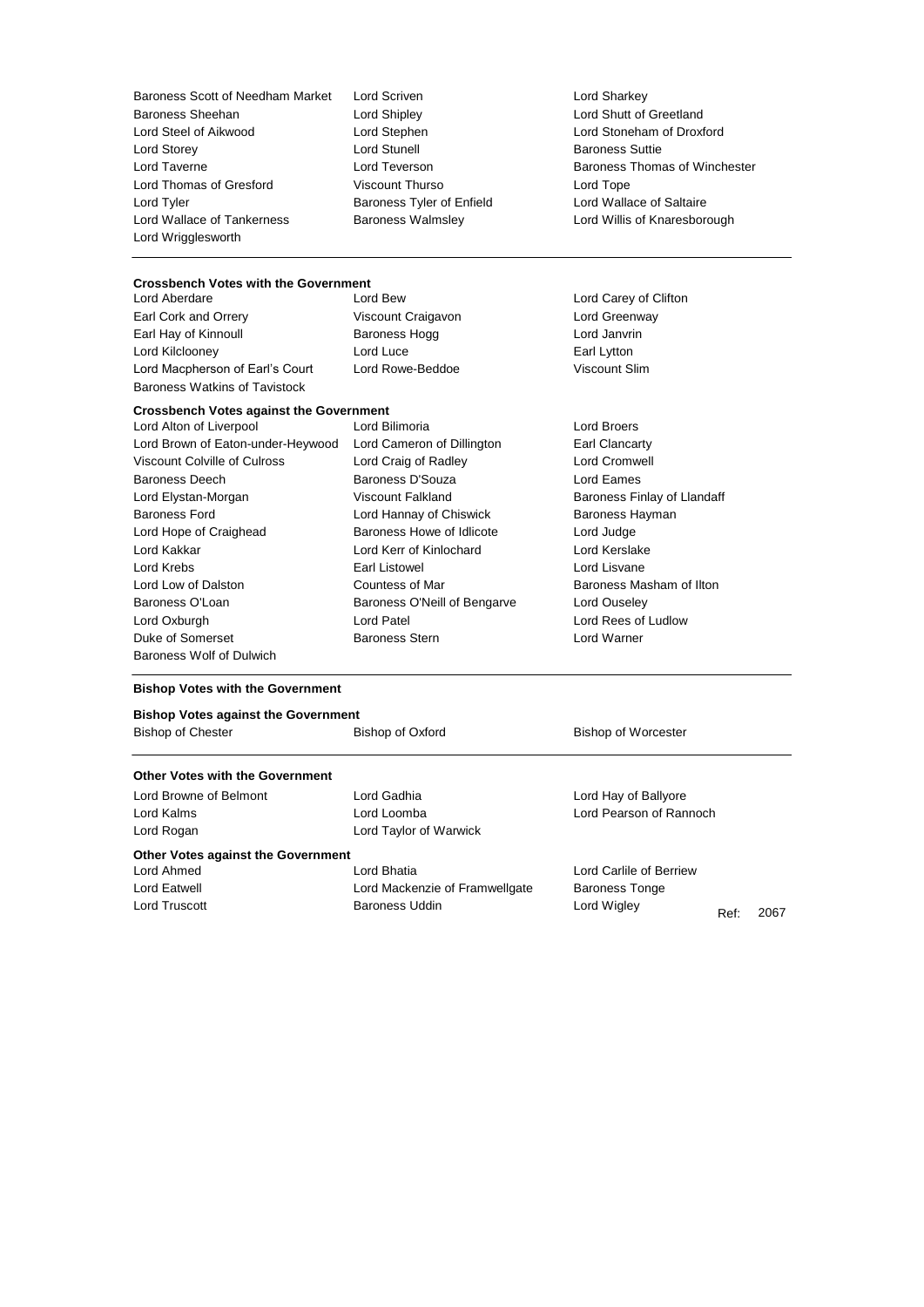| | | |
|---|---|---|
| Baroness Scott of Needham Market | Lord Scriven | Lord Sharkey |
| Baroness Sheehan | Lord Shipley | Lord Shutt of Greetland |
| Lord Steel of Aikwood | Lord Stephen | Lord Stoneham of Droxford |
| Lord Storey | Lord Stunell | Baroness Suttie |
| Lord Taverne | Lord Teverson | Baroness Thomas of Winchester |
| Lord Thomas of Gresford | Viscount Thurso | Lord Tope |
| Lord Tyler | Baroness Tyler of Enfield | Lord Wallace of Saltaire |
| Lord Wallace of Tankerness | Baroness Walmsley | Lord Willis of Knaresborough |
| Lord Wrigglesworth | | |

**Crossbench Votes with the Government**

| | | |
|---|---|---|
| Lord Aberdare | Lord Bew | Lord Carey of Clifton |
| Earl Cork and Orrery | Viscount Craigavon | Lord Greenway |
| Earl Hay of Kinnoull | Baroness Hogg | Lord Janvrin |
| Lord Kilclooney | Lord Luce | Earl Lytton |
| Lord Macpherson of Earl's Court | Lord Rowe-Beddoe | Viscount Slim |
| Baroness Watkins of Tavistock | | |

**Crossbench Votes against the Government**

| | | |
|---|---|---|
| Lord Alton of Liverpool | Lord Bilimoria | Lord Broers |
| Lord Brown of Eaton-under-Heywood | Lord Cameron of Dillington | Earl Clancarty |
| Viscount Colville of Culross | Lord Craig of Radley | Lord Cromwell |
| Baroness Deech | Baroness D'Souza | Lord Eames |
| Lord Elystan-Morgan | Viscount Falkland | Baroness Finlay of Llandaff |
| Baroness Ford | Lord Hannay of Chiswick | Baroness Hayman |
| Lord Hope of Craighead | Baroness Howe of Idlicote | Lord Judge |
| Lord Kakkar | Lord Kerr of Kinlochard | Lord Kerslake |
| Lord Krebs | Earl Listowel | Lord Lisvane |
| Lord Low of Dalston | Countess of Mar | Baroness Masham of Ilton |
| Baroness O'Loan | Baroness O'Neill of Bengarve | Lord Ouseley |
| Lord Oxburgh | Lord Patel | Lord Rees of Ludlow |
| Duke of Somerset | Baroness Stern | Lord Warner |
| Baroness Wolf of Dulwich | | |

**Bishop Votes with the Government**

**Bishop Votes against the Government**

| | | |
|---|---|---|
| Bishop of Chester | Bishop of Oxford | Bishop of Worcester |

**Other Votes with the Government**

| | | |
|---|---|---|
| Lord Browne of Belmont | Lord Gadhia | Lord Hay of Ballyore |
| Lord Kalms | Lord Loomba | Lord Pearson of Rannoch |
| Lord Rogan | Lord Taylor of Warwick | |

**Other Votes against the Government**

| | | |
|---|---|---|
| Lord Ahmed | Lord Bhatia | Lord Carlile of Berriew |
| Lord Eatwell | Lord Mackenzie of Framwellgate | Baroness Tonge |
| Lord Truscott | Baroness Uddin | Lord Wigley |

Ref: 2067